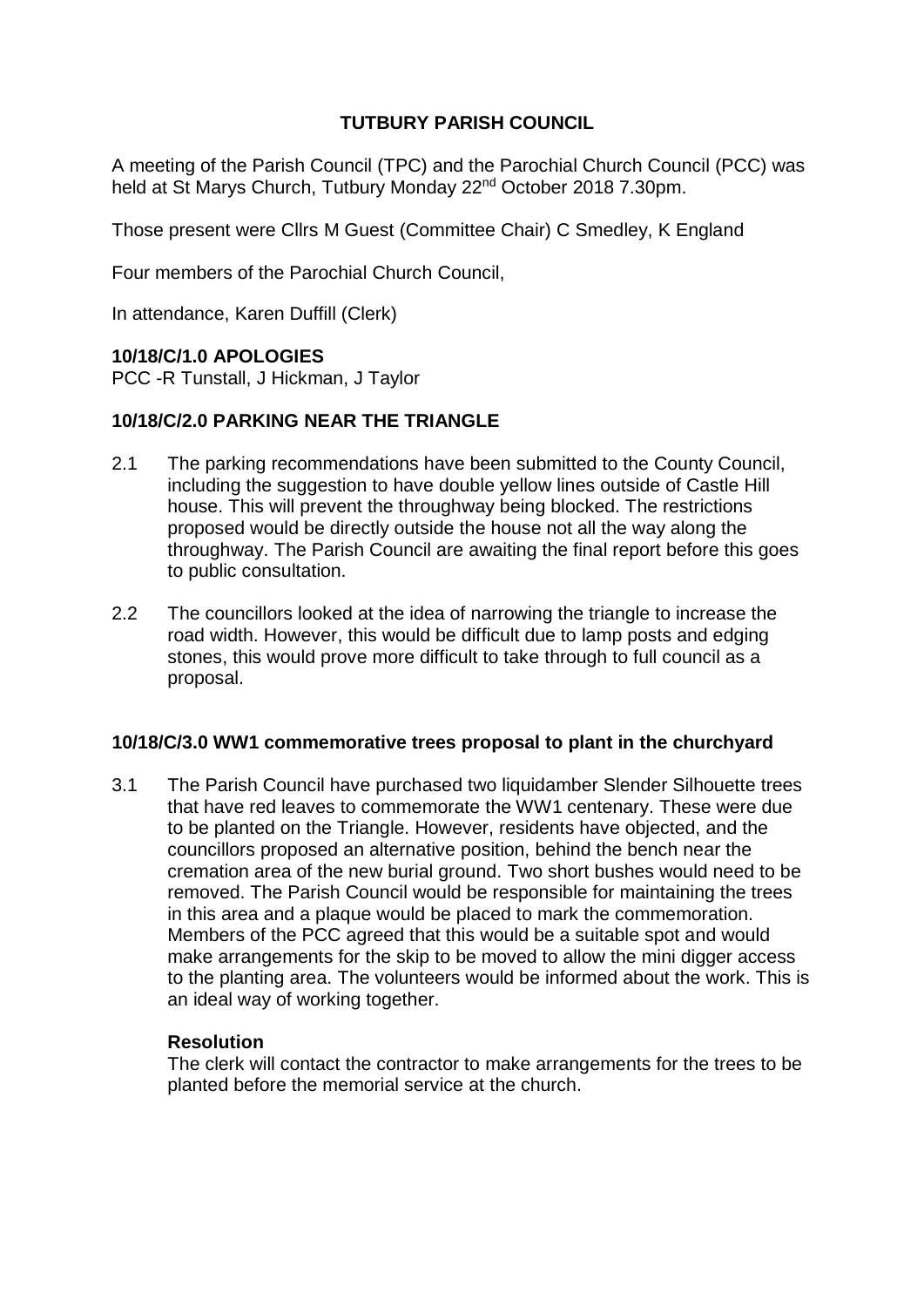# TUTBURY PARISH COUNCIL

A meeting of the Parish Council (TPC) and the Parochial Church Council (PCC) was held at St Marys Church, Tutbury Monday 22nd October 2018 7.30pm.

Those present were Cllrs M Guest (Committee Chair) C Smedley, K England

Four members of the Parochial Church Council,

In attendance, Karen Duffill (Clerk)

### 10/18/C/1.0 APOLOGIES

PCC -R Tunstall, J Hickman, J Taylor

### 10/18/C/2.0 PARKING NEAR THE TRIANGLE

2.1 The parking recommendations have been submitted to the County Council, including the suggestion to have double yellow lines outside of Castle Hill house. This will prevent the throughway being blocked. The restrictions proposed would be directly outside the house not all the way along the throughway. The Parish Council are awaiting the final report before this goes to public consultation.

2.2 The councillors looked at the idea of narrowing the triangle to increase the road width. However, this would be difficult due to lamp posts and edging stones, this would prove more difficult to take through to full council as a proposal.

### 10/18/C/3.0 WW1 commemorative trees proposal to plant in the churchyard

3.1 The Parish Council have purchased two liquidamber Slender Silhouette trees that have red leaves to commemorate the WW1 centenary. These were due to be planted on the Triangle. However, residents have objected, and the councillors proposed an alternative position, behind the bench near the cremation area of the new burial ground. Two short bushes would need to be removed. The Parish Council would be responsible for maintaining the trees in this area and a plaque would be placed to mark the commemoration. Members of the PCC agreed that this would be a suitable spot and would make arrangements for the skip to be moved to allow the mini digger access to the planting area. The volunteers would be informed about the work. This is an ideal way of working together.

**Resolution**

The clerk will contact the contractor to make arrangements for the trees to be planted before the memorial service at the church.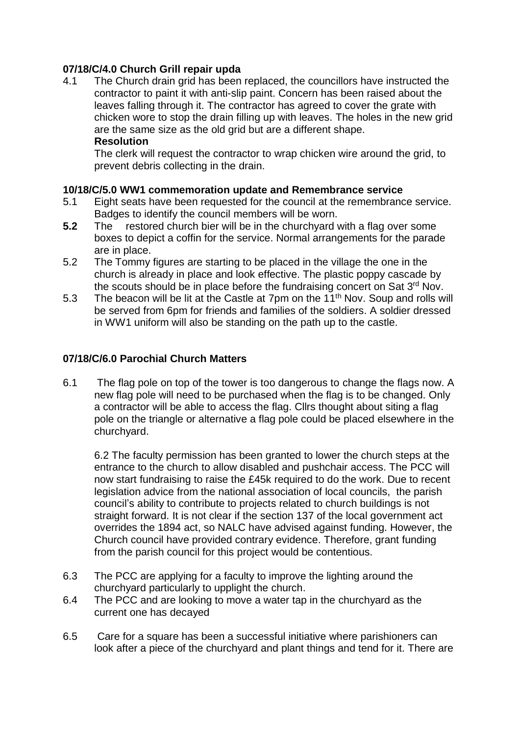**07/18/C/4.0 Church Grill repair upda**

4.1 The Church drain grid has been replaced, the councillors have instructed the contractor to paint it with anti-slip paint. Concern has been raised about the leaves falling through it. The contractor has agreed to cover the grate with chicken wore to stop the drain filling up with leaves. The holes in the new grid are the same size as the old grid but are a different shape.

**Resolution**

The clerk will request the contractor to wrap chicken wire around the grid, to prevent debris collecting in the drain.

**10/18/C/5.0 WW1 commemoration update and Remembrance service**

5.1 Eight seats have been requested for the council at the remembrance service. Badges to identify the council members will be worn.

**5.2** The restored church bier will be in the churchyard with a flag over some boxes to depict a coffin for the service. Normal arrangements for the parade are in place.

5.2 The Tommy figures are starting to be placed in the village the one in the church is already in place and look effective. The plastic poppy cascade by the scouts should be in place before the fundraising concert on Sat 3rd Nov.

5.3 The beacon will be lit at the Castle at 7pm on the 11th Nov. Soup and rolls will be served from 6pm for friends and families of the soldiers. A soldier dressed in WW1 uniform will also be standing on the path up to the castle.

**07/18/C/6.0 Parochial Church Matters**

6.1 The flag pole on top of the tower is too dangerous to change the flags now. A new flag pole will need to be purchased when the flag is to be changed. Only a contractor will be able to access the flag. Cllrs thought about siting a flag pole on the triangle or alternative a flag pole could be placed elsewhere in the churchyard.

6.2 The faculty permission has been granted to lower the church steps at the entrance to the church to allow disabled and pushchair access. The PCC will now start fundraising to raise the £45k required to do the work. Due to recent legislation advice from the national association of local councils, the parish council's ability to contribute to projects related to church buildings is not straight forward. It is not clear if the section 137 of the local government act overrides the 1894 act, so NALC have advised against funding. However, the Church council have provided contrary evidence. Therefore, grant funding from the parish council for this project would be contentious.

6.3 The PCC are applying for a faculty to improve the lighting around the churchyard particularly to uplight the church.

6.4 The PCC and are looking to move a water tap in the churchyard as the current one has decayed

6.5 Care for a square has been a successful initiative where parishioners can look after a piece of the churchyard and plant things and tend for it. There are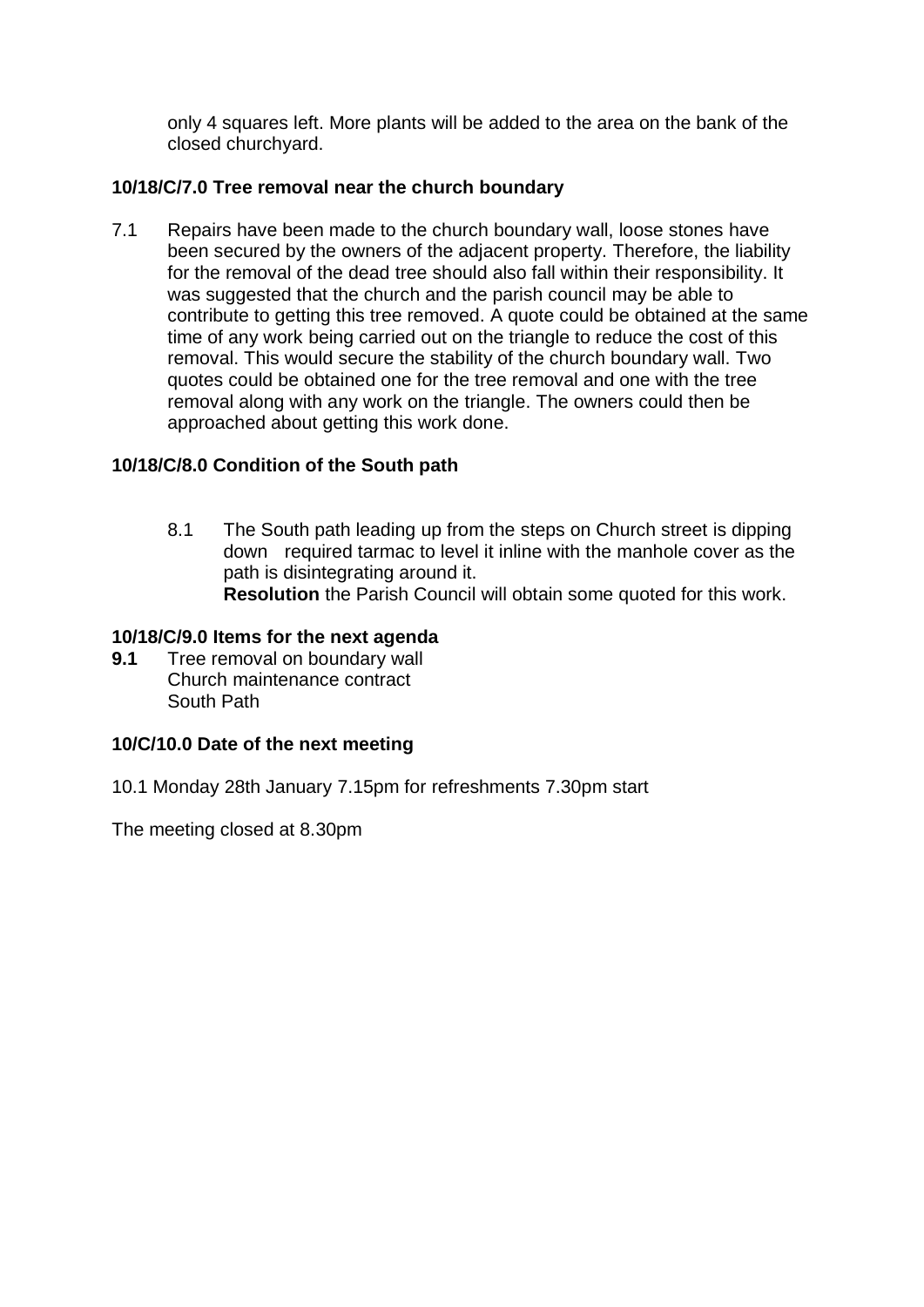only 4 squares left. More plants will be added to the area on the bank of the closed churchyard.

### 10/18/C/7.0 Tree removal near the church boundary

7.1 Repairs have been made to the church boundary wall, loose stones have been secured by the owners of the adjacent property. Therefore, the liability for the removal of the dead tree should also fall within their responsibility. It was suggested that the church and the parish council may be able to contribute to getting this tree removed. A quote could be obtained at the same time of any work being carried out on the triangle to reduce the cost of this removal. This would secure the stability of the church boundary wall. Two quotes could be obtained one for the tree removal and one with the tree removal along with any work on the triangle. The owners could then be approached about getting this work done.

### 10/18/C/8.0 Condition of the South path

8.1 The South path leading up from the steps on Church street is dipping down required tarmac to level it inline with the manhole cover as the path is disintegrating around it.
**Resolution** the Parish Council will obtain some quoted for this work.

### 10/18/C/9.0 Items for the next agenda

**9.1** Tree removal on boundary wall
Church maintenance contract
South Path

### 10/C/10.0 Date of the next meeting

10.1 Monday 28th January 7.15pm for refreshments 7.30pm start

The meeting closed at 8.30pm